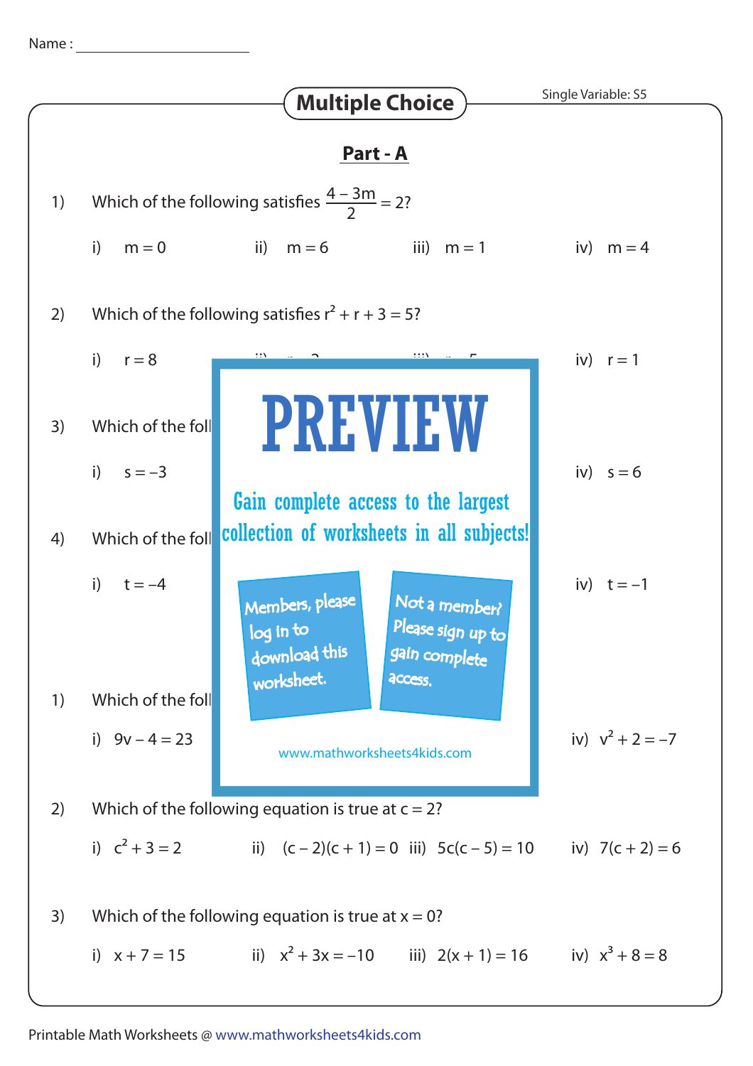Name : ____________________

## Multiple Choice

Single Variable: S5

### Part - A

1) Which of the following satisfies $\frac{4 - 3m}{2} = 2$?

i) $m = 0$ ii) $m = 6$ iii) $m = 1$ iv) $m = 4$

2) Which of the following satisfies $r^2 + r + 3 = 5$?

i) $r = 8$ iv) $r = 1$

3) Which of the foll

i) $s = -3$ iv) $s = 6$

4) Which of the foll

i) $t = -4$ iv) $t = -1$

PREVIEW

Gain complete access to the largest collection of worksheets in all subjects!

Members, please log in to download this worksheet.

Not a member? Please sign up to gain complete access.

www.mathworksheets4kids.com

1) Which of the foll

i) $9v - 4 = 23$ iv) $v^2 + 2 = -7$

2) Which of the following equation is true at $c = 2$?

i) $c^2 + 3 = 2$ ii) $(c - 2)(c + 1) = 0$ iii) $5c(c - 5) = 10$ iv) $7(c + 2) = 6$

3) Which of the following equation is true at $x = 0$?

i) $x + 7 = 15$ ii) $x^2 + 3x = -10$ iii) $2(x + 1) = 16$ iv) $x^3 + 8 = 8$

Printable Math Worksheets @ www.mathworksheets4kids.com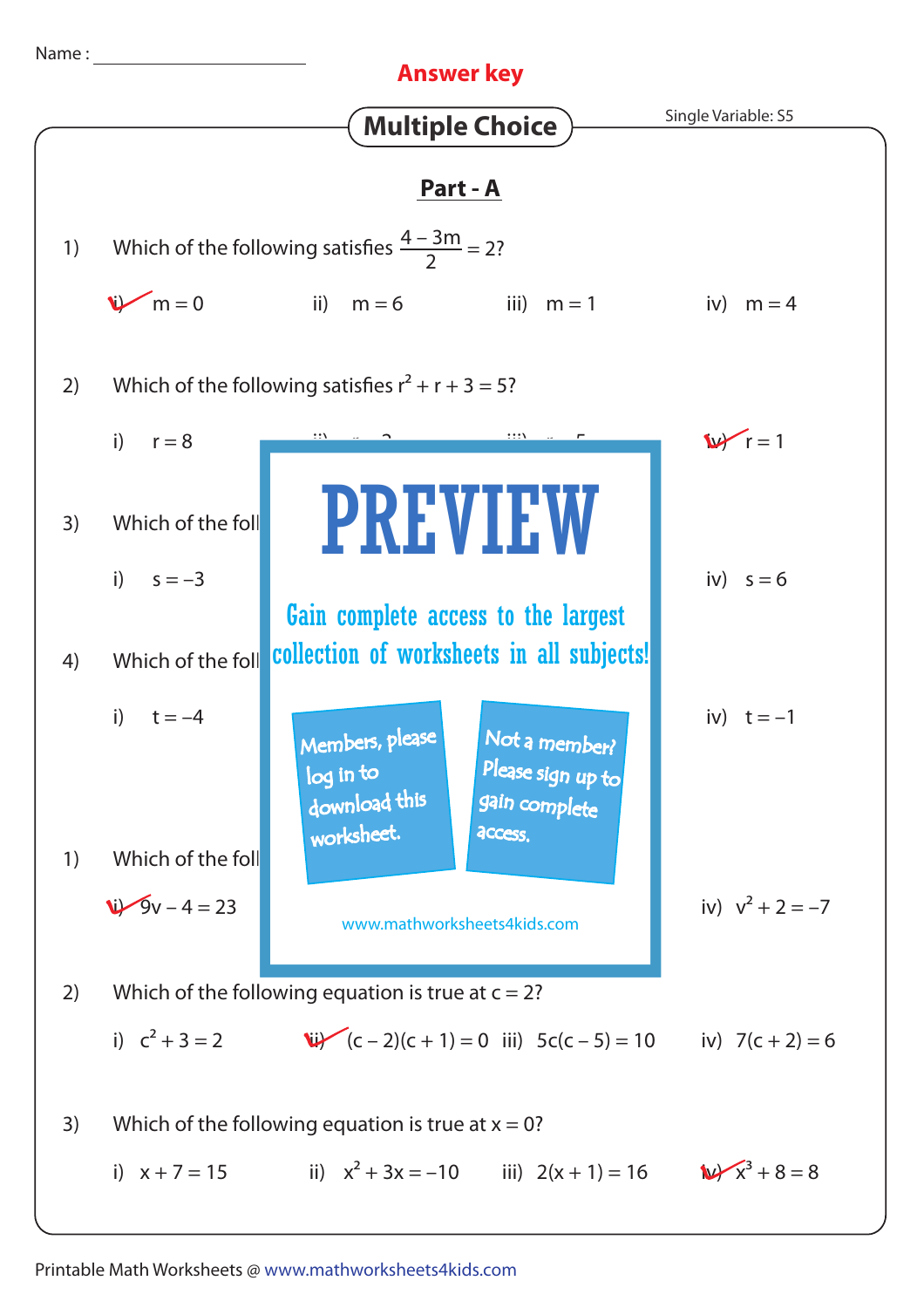Name : ____________________

**Answer key**

## Multiple Choice

Single Variable: S5

### Part - A

1) Which of the following satisfies $\frac{4 - 3m}{2} = 2$?

i) ✓ $m = 0$ ii) $m = 6$ iii) $m = 1$ iv) $m = 4$

2) Which of the following satisfies $r^2 + r + 3 = 5$?

i) $r = 8$ iv) ✓ $r = 1$

3) Which of the foll

i) $s = -3$ iv) $s = 6$

4) Which of the foll

i) $t = -4$ iv) $t = -1$

PREVIEW

Gain complete access to the largest collection of worksheets in all subjects!

Members, please log in to download this worksheet.

Not a member? Please sign up to gain complete access.

www.mathworksheets4kids.com

1) Which of the foll

i) ✓ $9v - 4 = 23$ iv) $v^2 + 2 = -7$

2) Which of the following equation is true at $c = 2$?

i) $c^2 + 3 = 2$ ii) ✓ $(c - 2)(c + 1) = 0$ iii) $5c(c - 5) = 10$ iv) $7(c + 2) = 6$

3) Which of the following equation is true at $x = 0$?

i) $x + 7 = 15$ ii) $x^2 + 3x = -10$ iii) $2(x + 1) = 16$ iv) ✓ $x^3 + 8 = 8$

Printable Math Worksheets @ www.mathworksheets4kids.com